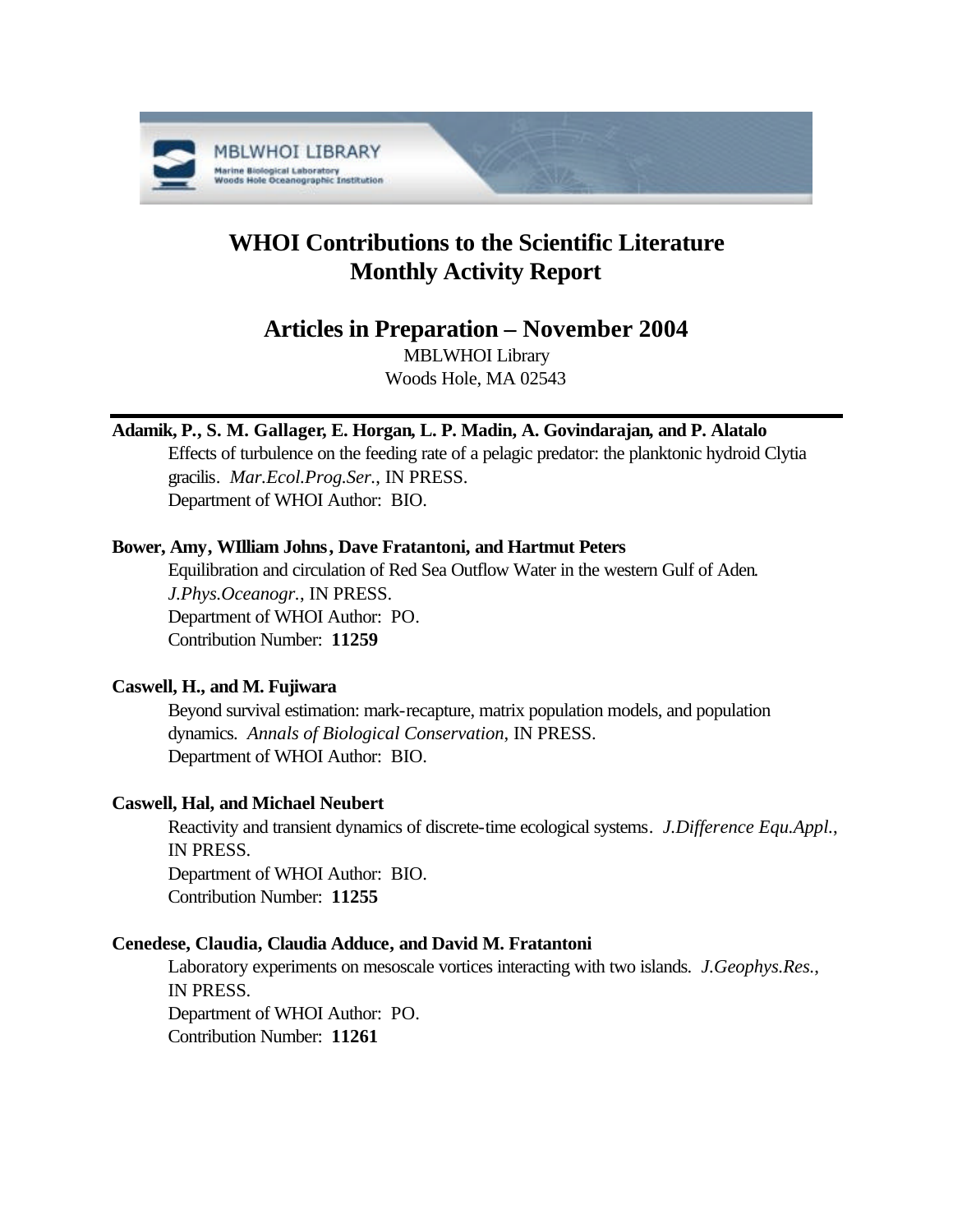# WHOI Contributions to the Scientific Literature Monthly Activity Report

## Articles in Preparation – November 2004

MBLWHOI Library
Woods Hole, MA 02543

---

**Adamik, P., S. M. Gallager, E. Horgan, L. P. Madin, A. Govindarajan, and P. Alatalo**
Effects of turbulence on the feeding rate of a pelagic predator: the planktonic hydroid Clytia gracilis. *Mar.Ecol.Prog.Ser.*, IN PRESS.
Department of WHOI Author: BIO.

**Bower, Amy, WIlliam Johns, Dave Fratantoni, and Hartmut Peters**
Equilibration and circulation of Red Sea Outflow Water in the western Gulf of Aden. *J.Phys.Oceanogr.*, IN PRESS.
Department of WHOI Author: PO.
Contribution Number: **11259**

**Caswell, H., and M. Fujiwara**
Beyond survival estimation: mark-recapture, matrix population models, and population dynamics. *Annals of Biological Conservation*, IN PRESS.
Department of WHOI Author: BIO.

**Caswell, Hal, and Michael Neubert**
Reactivity and transient dynamics of discrete-time ecological systems. *J.Difference Equ.Appl.*, IN PRESS.
Department of WHOI Author: BIO.
Contribution Number: **11255**

**Cenedese, Claudia, Claudia Adduce, and David M. Fratantoni**
Laboratory experiments on mesoscale vortices interacting with two islands. *J.Geophys.Res.*, IN PRESS.
Department of WHOI Author: PO.
Contribution Number: **11261**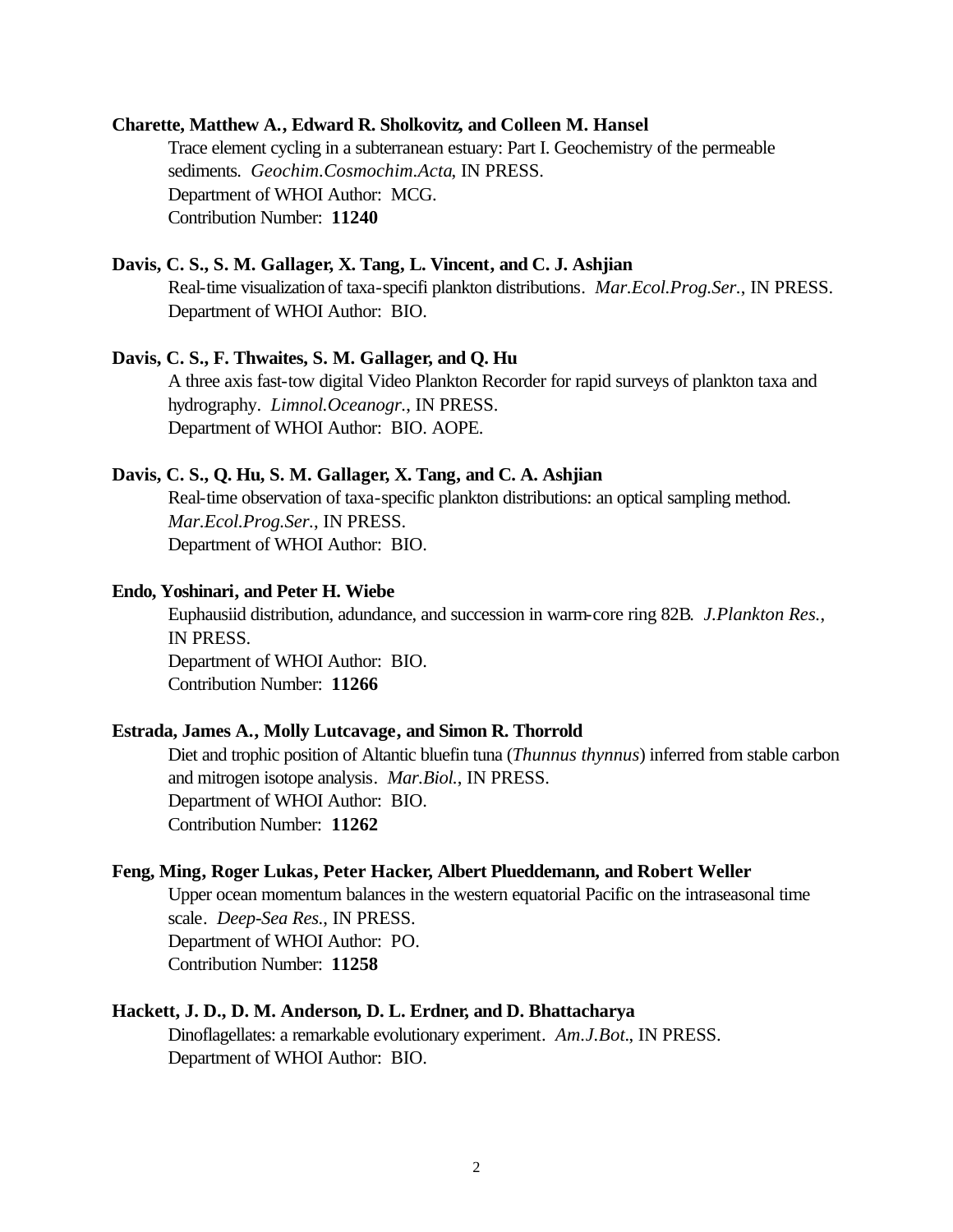**Charette, Matthew A., Edward R. Sholkovitz, and Colleen M. Hansel**

Trace element cycling in a subterranean estuary: Part I. Geochemistry of the permeable sediments. *Geochim.Cosmochim.Acta*, IN PRESS.
Department of WHOI Author: MCG.
Contribution Number: **11240**

**Davis, C. S., S. M. Gallager, X. Tang, L. Vincent, and C. J. Ashjian**

Real-time visualization of taxa-specifi plankton distributions. *Mar.Ecol.Prog.Ser.*, IN PRESS.
Department of WHOI Author: BIO.

**Davis, C. S., F. Thwaites, S. M. Gallager, and Q. Hu**

A three axis fast-tow digital Video Plankton Recorder for rapid surveys of plankton taxa and hydrography. *Limnol.Oceanogr.*, IN PRESS.
Department of WHOI Author: BIO. AOPE.

**Davis, C. S., Q. Hu, S. M. Gallager, X. Tang, and C. A. Ashjian**

Real-time observation of taxa-specific plankton distributions: an optical sampling method. *Mar.Ecol.Prog.Ser.*, IN PRESS.
Department of WHOI Author: BIO.

**Endo, Yoshinari, and Peter H. Wiebe**

Euphausiid distribution, adundance, and succession in warm-core ring 82B. *J.Plankton Res.*, IN PRESS.
Department of WHOI Author: BIO.
Contribution Number: **11266**

**Estrada, James A., Molly Lutcavage, and Simon R. Thorrold**

Diet and trophic position of Altantic bluefin tuna (*Thunnus thynnus*) inferred from stable carbon and mitrogen isotope analysis. *Mar.Biol.*, IN PRESS.
Department of WHOI Author: BIO.
Contribution Number: **11262**

**Feng, Ming, Roger Lukas, Peter Hacker, Albert Plueddemann, and Robert Weller**

Upper ocean momentum balances in the western equatorial Pacific on the intraseasonal time scale. *Deep-Sea Res.*, IN PRESS.
Department of WHOI Author: PO.
Contribution Number: **11258**

**Hackett, J. D., D. M. Anderson, D. L. Erdner, and D. Bhattacharya**

Dinoflagellates: a remarkable evolutionary experiment. *Am.J.Bot.*, IN PRESS.
Department of WHOI Author: BIO.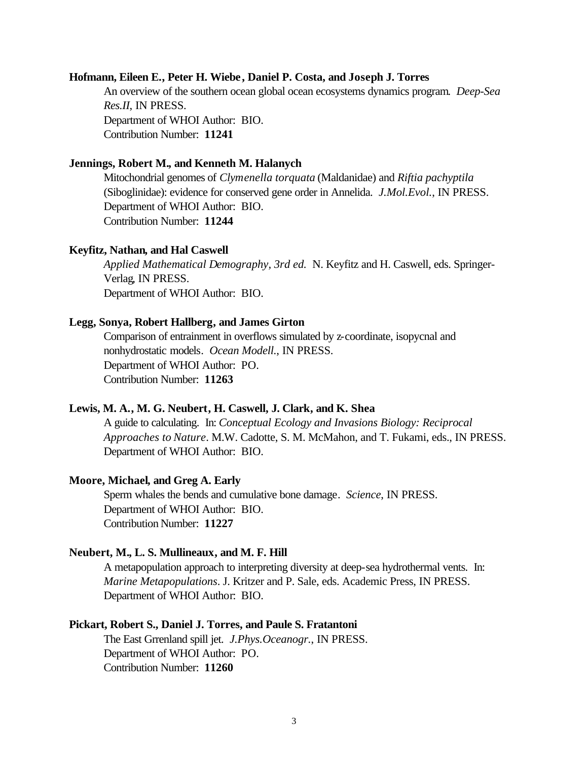**Hofmann, Eileen E., Peter H. Wiebe, Daniel P. Costa, and Joseph J. Torres**

An overview of the southern ocean global ocean ecosystems dynamics program. *Deep-Sea Res.II*, IN PRESS.
Department of WHOI Author: BIO.
Contribution Number: **11241**

**Jennings, Robert M., and Kenneth M. Halanych**

Mitochondrial genomes of *Clymenella torquata* (Maldanidae) and *Riftia pachyptila* (Siboglinidae): evidence for conserved gene order in Annelida. *J.Mol.Evol.*, IN PRESS.
Department of WHOI Author: BIO.
Contribution Number: **11244**

**Keyfitz, Nathan, and Hal Caswell**

*Applied Mathematical Demography, 3rd ed.* N. Keyfitz and H. Caswell, eds. Springer-Verlag, IN PRESS.
Department of WHOI Author: BIO.

**Legg, Sonya, Robert Hallberg, and James Girton**

Comparison of entrainment in overflows simulated by z-coordinate, isopycnal and nonhydrostatic models. *Ocean Modell.*, IN PRESS.
Department of WHOI Author: PO.
Contribution Number: **11263**

**Lewis, M. A., M. G. Neubert, H. Caswell, J. Clark, and K. Shea**

A guide to calculating. In: *Conceptual Ecology and Invasions Biology: Reciprocal Approaches to Nature*. M.W. Cadotte, S. M. McMahon, and T. Fukami, eds., IN PRESS.
Department of WHOI Author: BIO.

**Moore, Michael, and Greg A. Early**

Sperm whales the bends and cumulative bone damage. *Science*, IN PRESS.
Department of WHOI Author: BIO.
Contribution Number: **11227**

**Neubert, M., L. S. Mullineaux, and M. F. Hill**

A metapopulation approach to interpreting diversity at deep-sea hydrothermal vents. In: *Marine Metapopulations*. J. Kritzer and P. Sale, eds. Academic Press, IN PRESS.
Department of WHOI Author: BIO.

**Pickart, Robert S., Daniel J. Torres, and Paule S. Fratantoni**

The East Grrenland spill jet. *J.Phys.Oceanogr.*, IN PRESS.
Department of WHOI Author: PO.
Contribution Number: **11260**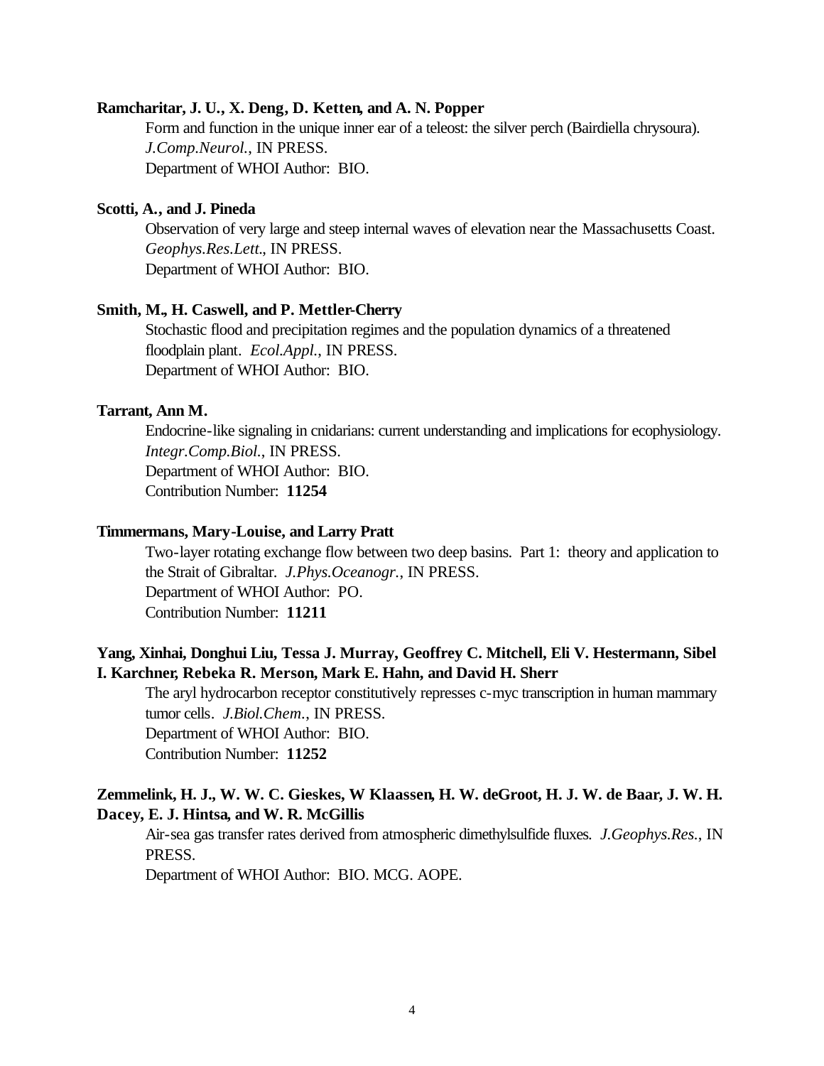**Ramcharitar, J. U., X. Deng, D. Ketten, and A. N. Popper**

Form and function in the unique inner ear of a teleost: the silver perch (Bairdiella chrysoura). *J.Comp.Neurol.*, IN PRESS.
Department of WHOI Author: BIO.

**Scotti, A., and J. Pineda**

Observation of very large and steep internal waves of elevation near the Massachusetts Coast. *Geophys.Res.Lett.*, IN PRESS.
Department of WHOI Author: BIO.

**Smith, M., H. Caswell, and P. Mettler-Cherry**

Stochastic flood and precipitation regimes and the population dynamics of a threatened floodplain plant. *Ecol.Appl.*, IN PRESS.
Department of WHOI Author: BIO.

**Tarrant, Ann M.**

Endocrine-like signaling in cnidarians: current understanding and implications for ecophysiology. *Integr.Comp.Biol.*, IN PRESS.
Department of WHOI Author: BIO.
Contribution Number: **11254**

**Timmermans, Mary-Louise, and Larry Pratt**

Two-layer rotating exchange flow between two deep basins. Part 1: theory and application to the Strait of Gibraltar. *J.Phys.Oceanogr.*, IN PRESS.
Department of WHOI Author: PO.
Contribution Number: **11211**

**Yang, Xinhai, Donghui Liu, Tessa J. Murray, Geoffrey C. Mitchell, Eli V. Hestermann, Sibel I. Karchner, Rebeka R. Merson, Mark E. Hahn, and David H. Sherr**

The aryl hydrocarbon receptor constitutively represses c-myc transcription in human mammary tumor cells. *J.Biol.Chem.*, IN PRESS.
Department of WHOI Author: BIO.
Contribution Number: **11252**

**Zemmelink, H. J., W. W. C. Gieskes, W Klaassen, H. W. deGroot, H. J. W. de Baar, J. W. H. Dacey, E. J. Hintsa, and W. R. McGillis**

Air-sea gas transfer rates derived from atmospheric dimethylsulfide fluxes. *J.Geophys.Res.*, IN PRESS.
Department of WHOI Author: BIO. MCG. AOPE.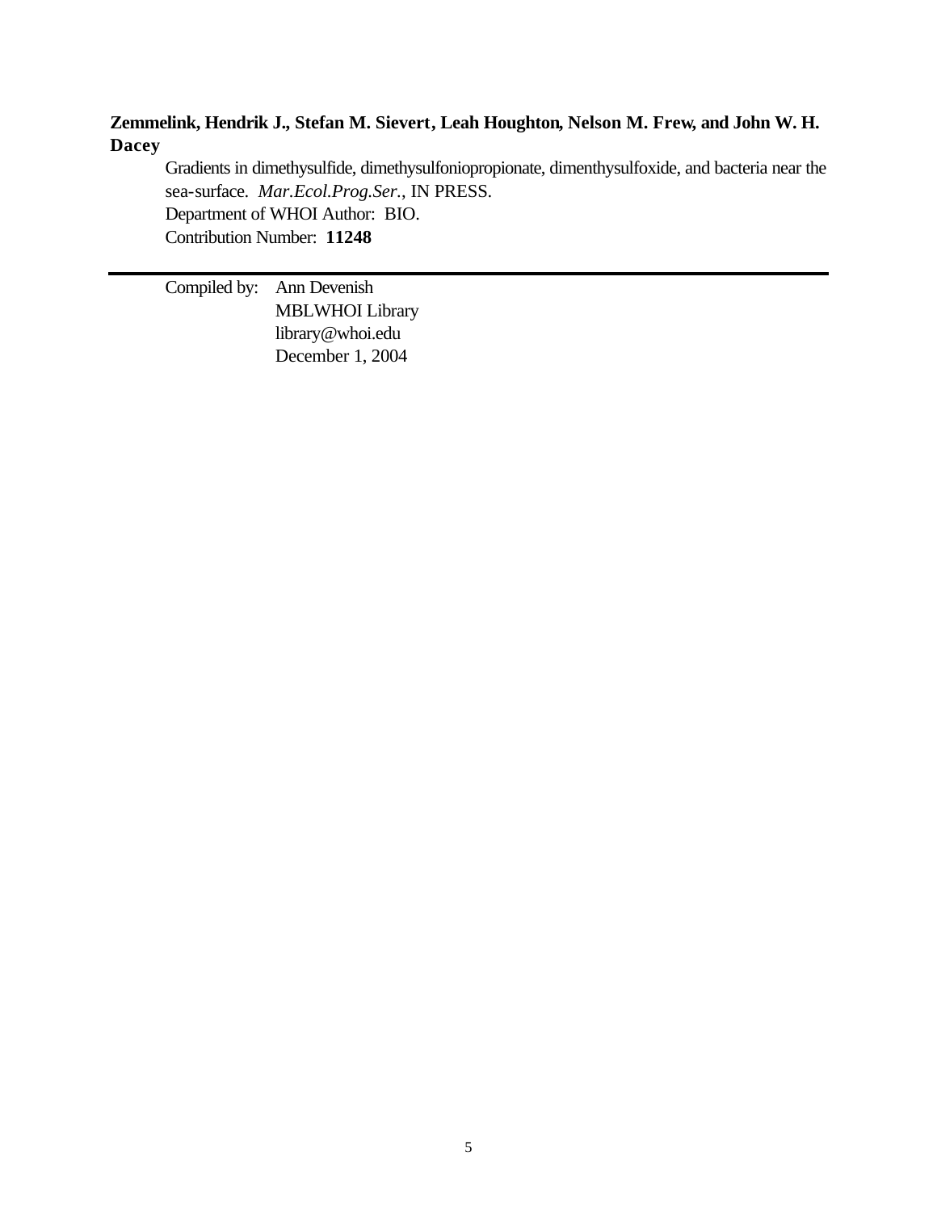**Zemmelink, Hendrik J., Stefan M. Sievert, Leah Houghton, Nelson M. Frew, and John W. H. Dacey**

Gradients in dimethysulfide, dimethysulfoniopropionate, dimenthysulfoxide, and bacteria near the sea-surface. *Mar.Ecol.Prog.Ser.*, IN PRESS.
Department of WHOI Author: BIO.
Contribution Number: **11248**

---

Compiled by: Ann Devenish
MBLWHOI Library
library@whoi.edu
December 1, 2004